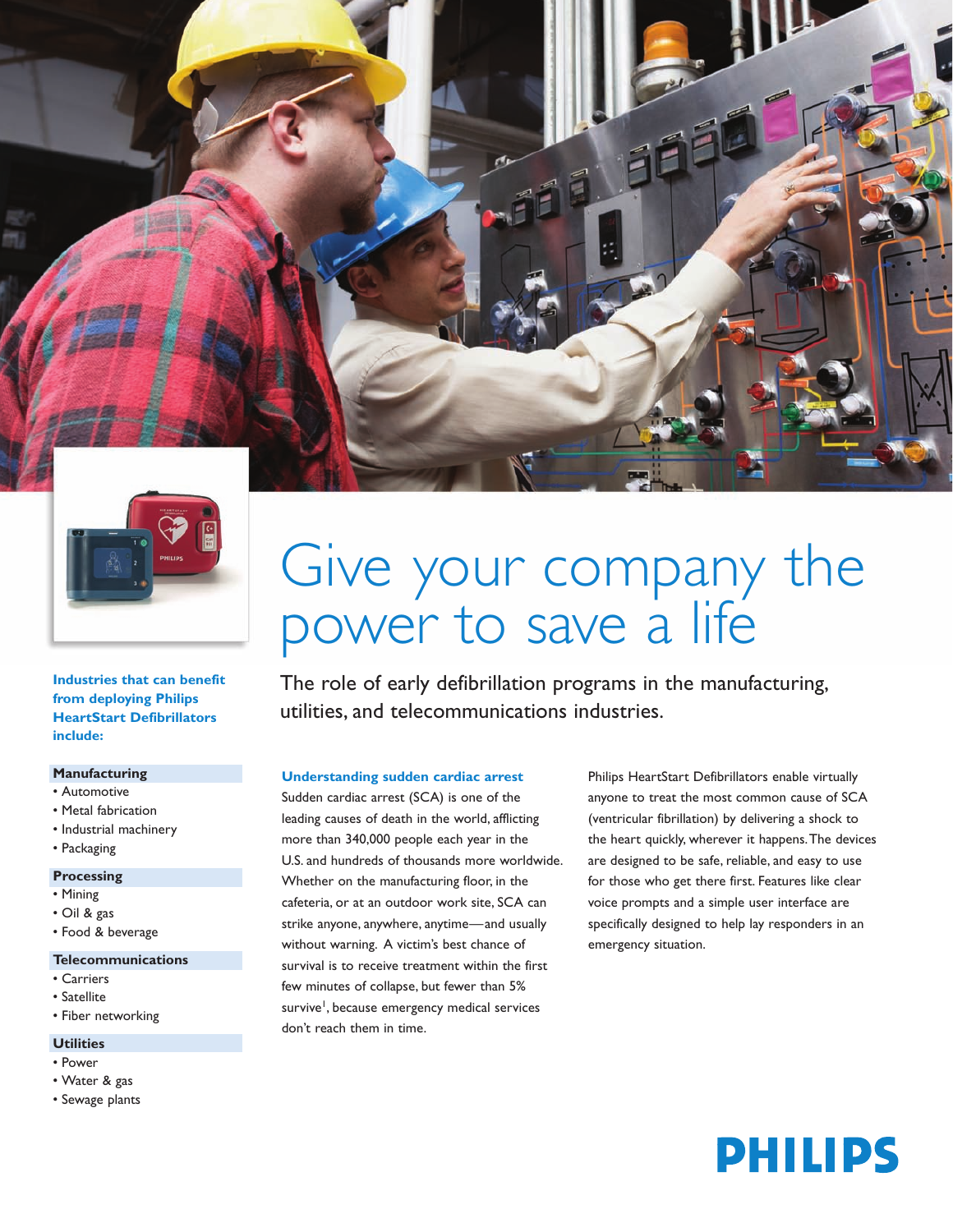# Give your company the power to save a life

The role of early defibrillation programs in the manufacturing, utilities, and telecommunications industries.

**Industries that can benefit from deploying Philips HeartStart Defibrillators include:**

**Manufacturing**
- Automotive
- Metal fabrication
- Industrial machinery
- Packaging

**Processing**
- Mining
- Oil & gas
- Food & beverage

**Telecommunications**
- Carriers
- Satellite
- Fiber networking

**Utilities**
- Power
- Water & gas
- Sewage plants

### Understanding sudden cardiac arrest

Sudden cardiac arrest (SCA) is one of the leading causes of death in the world, afflicting more than 340,000 people each year in the U.S. and hundreds of thousands more worldwide. Whether on the manufacturing floor, in the cafeteria, or at an outdoor work site, SCA can strike anyone, anywhere, anytime—and usually without warning. A victim's best chance of survival is to receive treatment within the first few minutes of collapse, but fewer than 5% survive[1], because emergency medical services don't reach them in time.

Philips HeartStart Defibrillators enable virtually anyone to treat the most common cause of SCA (ventricular fibrillation) by delivering a shock to the heart quickly, wherever it happens. The devices are designed to be safe, reliable, and easy to use for those who get there first. Features like clear voice prompts and a simple user interface are specifically designed to help lay responders in an emergency situation.

PHILIPS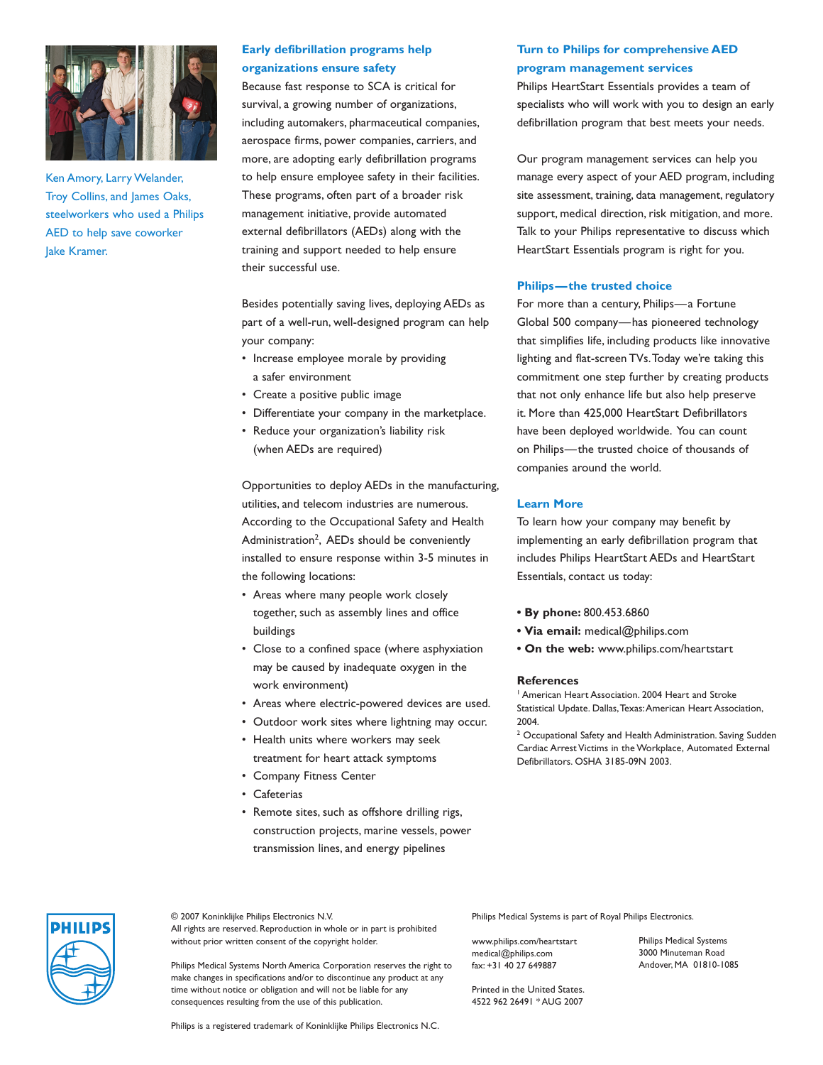Ken Amory, Larry Welander, Troy Collins, and James Oaks, steelworkers who used a Philips AED to help save coworker Jake Kramer.

## Early defibrillation programs help organizations ensure safety

Because fast response to SCA is critical for survival, a growing number of organizations, including automakers, pharmaceutical companies, aerospace firms, power companies, carriers, and more, are adopting early defibrillation programs to help ensure employee safety in their facilities. These programs, often part of a broader risk management initiative, provide automated external defibrillators (AEDs) along with the training and support needed to help ensure their successful use.

Besides potentially saving lives, deploying AEDs as part of a well-run, well-designed program can help your company:

- Increase employee morale by providing a safer environment
- Create a positive public image
- Differentiate your company in the marketplace.
- Reduce your organization's liability risk (when AEDs are required)

Opportunities to deploy AEDs in the manufacturing, utilities, and telecom industries are numerous. According to the Occupational Safety and Health Administration[2], AEDs should be conveniently installed to ensure response within 3-5 minutes in the following locations:

- Areas where many people work closely together, such as assembly lines and office buildings
- Close to a confined space (where asphyxiation may be caused by inadequate oxygen in the work environment)
- Areas where electric-powered devices are used.
- Outdoor work sites where lightning may occur.
- Health units where workers may seek treatment for heart attack symptoms
- Company Fitness Center
- Cafeterias
- Remote sites, such as offshore drilling rigs, construction projects, marine vessels, power transmission lines, and energy pipelines

## Turn to Philips for comprehensive AED program management services

Philips HeartStart Essentials provides a team of specialists who will work with you to design an early defibrillation program that best meets your needs.

Our program management services can help you manage every aspect of your AED program, including site assessment, training, data management, regulatory support, medical direction, risk mitigation, and more. Talk to your Philips representative to discuss which HeartStart Essentials program is right for you.

## Philips—the trusted choice

For more than a century, Philips—a Fortune Global 500 company—has pioneered technology that simplifies life, including products like innovative lighting and flat-screen TVs. Today we're taking this commitment one step further by creating products that not only enhance life but also help preserve it. More than 425,000 HeartStart Defibrillators have been deployed worldwide. You can count on Philips—the trusted choice of thousands of companies around the world.

## Learn More

To learn how your company may benefit by implementing an early defibrillation program that includes Philips HeartStart AEDs and HeartStart Essentials, contact us today:

- **By phone:** 800.453.6860
- **Via email:** medical@philips.com
- **On the web:** www.philips.com/heartstart

### References

[1] American Heart Association. 2004 Heart and Stroke Statistical Update. Dallas, Texas: American Heart Association, 2004.

[2] Occupational Safety and Health Administration. Saving Sudden Cardiac Arrest Victims in the Workplace, Automated External Defibrillators. OSHA 3185-09N 2003.

PHILIPS

© 2007 Koninklijke Philips Electronics N.V.
All rights are reserved. Reproduction in whole or in part is prohibited without prior written consent of the copyright holder.

Philips Medical Systems North America Corporation reserves the right to make changes in specifications and/or to discontinue any product at any time without notice or obligation and will not be liable for any consequences resulting from the use of this publication.

Philips is a registered trademark of Koninklijke Philips Electronics N.C.

Philips Medical Systems is part of Royal Philips Electronics.

www.philips.com/heartstart
medical@philips.com
fax: +31 40 27 649887

Printed in the United States.
4522 962 26491 * AUG 2007

Philips Medical Systems
3000 Minuteman Road
Andover, MA 01810-1085